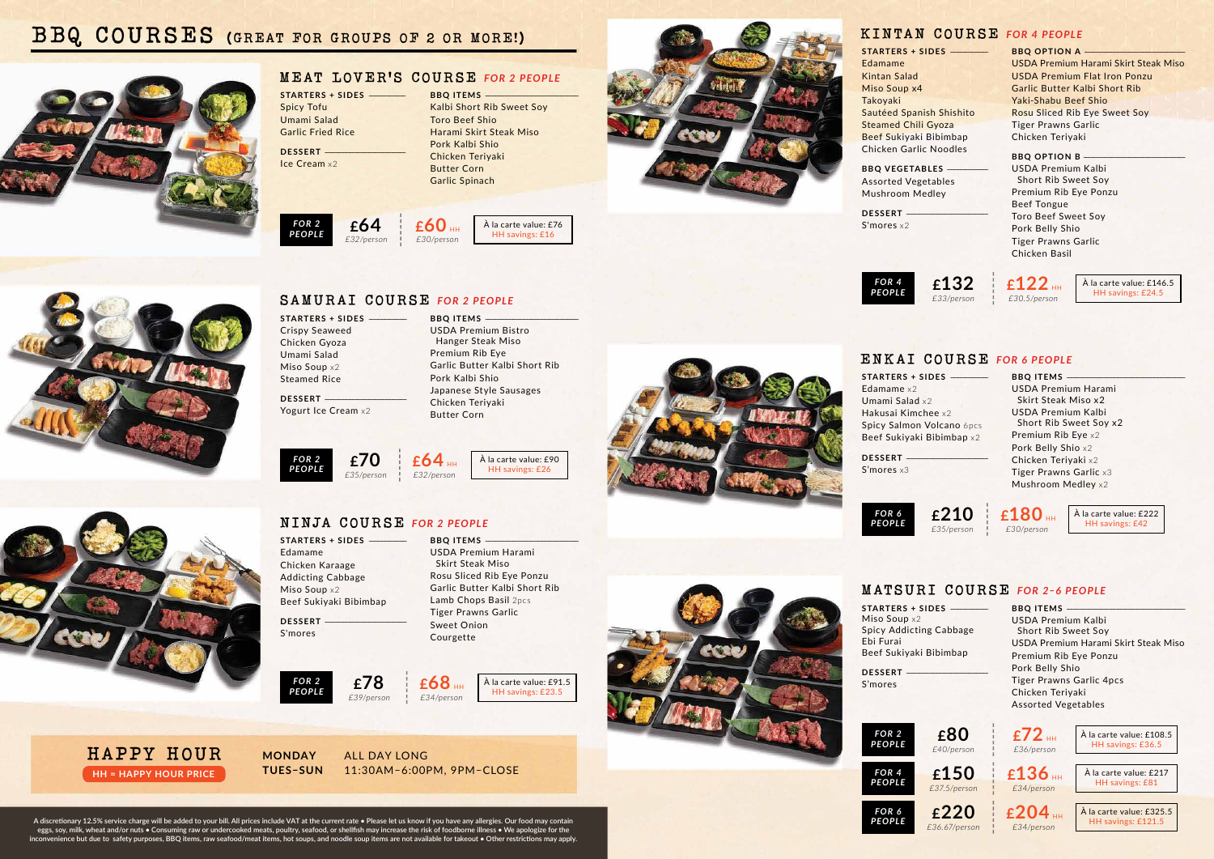# BBQ COURSES (GREAT FOR GROUPS OF 2 OR MORE!)

## MEAT LOVER'S COURSE *FOR 2 PEOPLE*

**STARTERS + SIDES**
- Spicy Tofu
- Umami Salad
- Garlic Fried Rice

**DESSERT**
- Ice Cream x2

**BBQ ITEMS**
- Kalbi Short Rib Sweet Soy
- Toro Beef Shio
- Harami Skirt Steak Miso
- Pork Kalbi Shio
- Chicken Teriyaki
- Butter Corn
- Garlic Spinach

*FOR 2 PEOPLE* **£64** *£32/person* | **£60** HH *£30/person* | À la carte value: £76 — HH savings: £16

## SAMURAI COURSE *FOR 2 PEOPLE*

**STARTERS + SIDES**
- Crispy Seaweed
- Chicken Gyoza
- Umami Salad
- Miso Soup x2
- Steamed Rice

**DESSERT**
- Yogurt Ice Cream x2

**BBQ ITEMS**
- USDA Premium Bistro Hanger Steak Miso
- Premium Rib Eye
- Garlic Butter Kalbi Short Rib
- Pork Kalbi Shio
- Japanese Style Sausages
- Chicken Teriyaki
- Butter Corn

*FOR 2 PEOPLE* **£70** *£35/person* | **£64** HH *£32/person* | À la carte value: £90 — HH savings: £26

## NINJA COURSE *FOR 2 PEOPLE*

**STARTERS + SIDES**
- Edamame
- Chicken Karaage
- Addicting Cabbage
- Miso Soup x2
- Beef Sukiyaki Bibimbap

**DESSERT**
- S'mores

**BBQ ITEMS**
- USDA Premium Harami Skirt Steak Miso
- Rosu Sliced Rib Eye Ponzu
- Garlic Butter Kalbi Short Rib
- Lamb Chops Basil 2pcs
- Tiger Prawns Garlic
- Sweet Onion
- Courgette

*FOR 2 PEOPLE* **£78** *£39/person* | **£68** HH *£34/person* | À la carte value: £91.5 — HH savings: £23.5

## HAPPY HOUR

**HH = HAPPY HOUR PRICE**

**MONDAY** ALL DAY LONG
**TUES–SUN** 11:30AM–6:00PM, 9PM–CLOSE

## KINTAN COURSE *FOR 4 PEOPLE*

**STARTERS + SIDES**
- Edamame
- Kintan Salad
- Miso Soup x4
- Takoyaki
- Sautéed Spanish Shishito
- Steamed Chili Gyoza
- Beef Sukiyaki Bibimbap
- Chicken Garlic Noodles

**BBQ VEGETABLES**
- Assorted Vegetables
- Mushroom Medley

**DESSERT**
- S'mores x2

**BBQ OPTION A**
- USDA Premium Harami Skirt Steak Miso
- USDA Premium Flat Iron Ponzu
- Garlic Butter Kalbi Short Rib
- Yaki-Shabu Beef Shio
- Rosu Sliced Rib Eye Sweet Soy
- Tiger Prawns Garlic
- Chicken Teriyaki

**BBQ OPTION B**
- USDA Premium Kalbi Short Rib Sweet Soy
- Premium Rib Eye Ponzu
- Beef Tongue
- Toro Beef Sweet Soy
- Pork Belly Shio
- Tiger Prawns Garlic
- Chicken Basil

*FOR 4 PEOPLE* **£132** *£33/person* | **£122** HH *£30.5/person* | À la carte value: £146.5 — HH savings: £24.5

## ENKAI COURSE *FOR 6 PEOPLE*

**STARTERS + SIDES**
- Edamame x2
- Umami Salad x2
- Hakusai Kimchee x2
- Spicy Salmon Volcano 6pcs
- Beef Sukiyaki Bibimbap x2

**DESSERT**
- S'mores x3

**BBQ ITEMS**
- USDA Premium Harami Skirt Steak Miso x2
- USDA Premium Kalbi Short Rib Sweet Soy x2
- Premium Rib Eye x2
- Pork Belly Shio x2
- Chicken Teriyaki x2
- Tiger Prawns Garlic x3
- Mushroom Medley x2

*FOR 6 PEOPLE* **£210** *£35/person* | **£180** HH *£30/person* | À la carte value: £222 — HH savings: £42

## MATSURI COURSE *FOR 2–6 PEOPLE*

**STARTERS + SIDES**
- Miso Soup x2
- Spicy Addicting Cabbage
- Ebi Furai
- Beef Sukiyaki Bibimbap

**DESSERT**
- S'mores

**BBQ ITEMS**
- USDA Premium Kalbi Short Rib Sweet Soy
- USDA Premium Harami Skirt Steak Miso
- Premium Rib Eye Ponzu
- Pork Belly Shio
- Tiger Prawns Garlic 4pcs
- Chicken Teriyaki
- Assorted Vegetables

| | Price | HH Price | À la carte value |
|---|---|---|---|
| *FOR 2 PEOPLE* | **£80** *£40/person* | **£72** HH *£36/person* | À la carte value: £108.5 — HH savings: £36.5 |
| *FOR 4 PEOPLE* | **£150** *£37.5/person* | **£136** HH *£34/person* | À la carte value: £217 — HH savings: £81 |
| *FOR 6 PEOPLE* | **£220** *£36.67/person* | **£204** HH *£34/person* | À la carte value: £325.5 — HH savings: £121.5 |

A discretionary 12.5% service charge will be added to your bill. All prices include VAT at the current rate • Please let us know if you have any allergies. Our food may contain eggs, soy, milk, wheat and/or nuts • Consuming raw or undercooked meats, poultry, seafood, or shellfish may increase the risk of foodborne illness • We apologize for the inconvenience but due to safety purposes, BBQ items, raw seafood/meat items, hot soups, and noodle soup items are not available for takeout • Other restrictions may apply.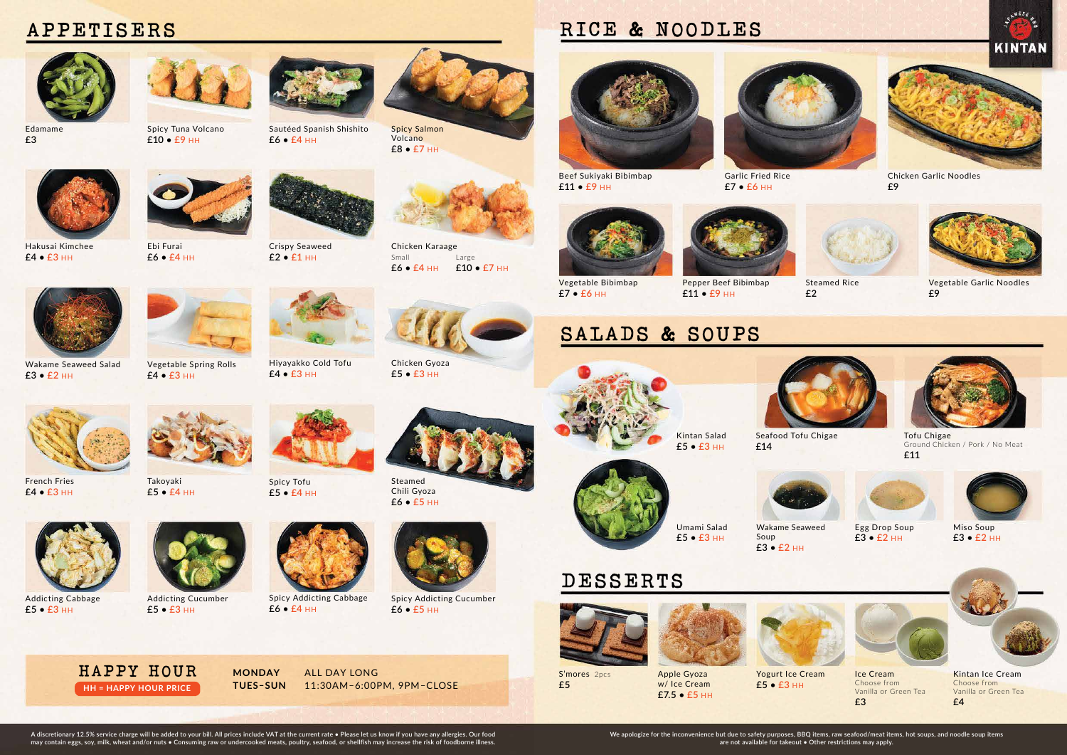KINTAN

# APPETISERS

Edamame
£3

Spicy Tuna Volcano
£10 • £9 HH

Sautéed Spanish Shishito
£6 • £4 HH

Spicy Salmon Volcano
£8 • £7 HH

Hakusai Kimchee
£4 • £3 HH

Ebi Furai
£6 • £4 HH

Crispy Seaweed
£2 • £1 HH

Chicken Karaage
Small £6 • £4 HH
Large £10 • £7 HH

Wakame Seaweed Salad
£3 • £2 HH

Vegetable Spring Rolls
£4 • £3 HH

Hiyayakko Cold Tofu
£4 • £3 HH

Chicken Gyoza
£5 • £3 HH

French Fries
£4 • £3 HH

Takoyaki
£5 • £4 HH

Spicy Tofu
£5 • £4 HH

Steamed Chili Gyoza
£6 • £5 HH

Addicting Cabbage
£5 • £3 HH

Addicting Cucumber
£5 • £3 HH

Spicy Addicting Cabbage
£6 • £4 HH

Spicy Addicting Cucumber
£6 • £5 HH

## HAPPY HOUR

HH = HAPPY HOUR PRICE

| | |
|---|---|
| **MONDAY** | ALL DAY LONG |
| **TUES–SUN** | 11:30AM–6:00PM, 9PM–CLOSE |

# RICE & NOODLES

Beef Sukiyaki Bibimbap
£11 • £9 HH

Garlic Fried Rice
£7 • £6 HH

Chicken Garlic Noodles
£9

Vegetable Bibimbap
£7 • £6 HH

Pepper Beef Bibimbap
£11 • £9 HH

Steamed Rice
£2

Vegetable Garlic Noodles
£9

# SALADS & SOUPS

Kintan Salad
£5 • £3 HH

Seafood Tofu Chigae
£14

Tofu Chigae
Ground Chicken / Pork / No Meat
£11

Umami Salad
£5 • £3 HH

Wakame Seaweed Soup
£3 • £2 HH

Egg Drop Soup
£3 • £2 HH

Miso Soup
£3 • £2 HH

# DESSERTS

S'mores 2pcs
£5

Apple Gyoza w/ Ice Cream
£7.5 • £5 HH

Yogurt Ice Cream
£5 • £3 HH

Ice Cream
Choose from Vanilla or Green Tea
£3

Kintan Ice Cream
Choose from Vanilla or Green Tea
£4

A discretionary 12.5% service charge will be added to your bill. All prices include VAT at the current rate • Please let us know if you have any allergies. Our food may contain eggs, soy, milk, wheat and/or nuts • Consuming raw or undercooked meats, poultry, seafood, or shellfish may increase the risk of foodborne illness.

We apologize for the inconvenience but due to safety purposes, BBQ items, raw seafood/meat items, hot soups, and noodle soup items are not available for takeout • Other restrictions may apply.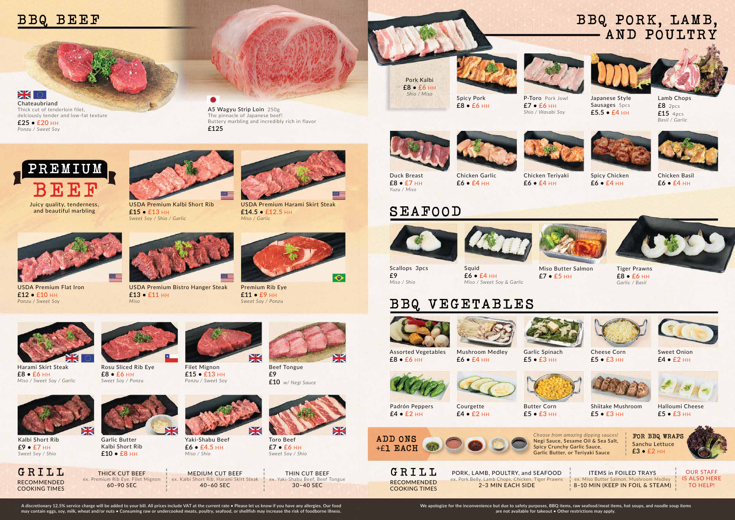# BBQ BEEF

**Chateaubriand**
Thick cut of tenderloin filet, delciously tender and low-fat texture
£25 • £20 HH
*Ponzu / Sweet Soy*

**A5 Wagyu Strip Loin** 250g
The pinnacle of Japanese beef!
Buttery marbling and incredibly rich in flavor
£125

## PREMIUM BEEF

Juicy quality, tenderness, and beautiful marbling

**USDA Premium Kalbi Short Rib**
£15 • £13 HH
*Sweet Soy / Shio / Garlic*

**USDA Premium Harami Skirt Steak**
£14.5 • £12.5 HH
*Miso / Garlic*

**USDA Premium Flat Iron**
£12 • £10 HH
*Ponzu / Sweet Soy*

**USDA Premium Bistro Hanger Steak**
£13 • £11 HH
*Miso*

**Premium Rib Eye**
£11 • £9 HH
*Sweet Soy / Ponzu*

**Harami Skirt Steak**
£8 • £6 HH
*Miso / Sweet Soy / Garlic*

**Rosu Sliced Rib Eye**
£8 • £6 HH
*Sweet Soy / Ponzu*

**Filet Mignon**
£15 • £13 HH
*Ponzu / Sweet Soy*

**Beef Tongue**
£9
£10 *w/ Negi Sauce*

**Kalbi Short Rib**
£9 • £7 HH
*Sweet Soy / Shio*

**Garlic Butter Kalbi Short Rib**
£10 • £8 HH

**Yaki-Shabu Beef**
£6 • £4.5 HH
*Miso / Shio*

**Toro Beef**
£7 • £6 HH
*Sweet Soy / Shio*

### GRILL RECOMMENDED COOKING TIMES

- THICK CUT BEEF — ex. Premium Rib Eye, Filet Mignon — 60-90 SEC
- MEDIUM CUT BEEF — ex. Kalbi Short Rib, Harami Skirt Steak — 40-60 SEC
- THIN CUT BEEF — ex. Yaki-Shabu Beef, Beef Tongue — 30-40 SEC

# BBQ PORK, LAMB, AND POULTRY

**Pork Kalbi**
£8 • £6 HH
*Shio / Miso*

**Spicy Pork**
£8 • £6 HH

**P-Toro** Pork Jowl
£7 • £6 HH
*Shio / Wasabi Soy*

**Japanese Style Sausages** 5pcs
£5.5 • £4 HH

**Lamb Chops**
£8 2pcs
£15 4pcs
*Basil / Garlic*

**Duck Breast**
£8 • £7 HH
*Yuzu / Miso*

**Chicken Garlic**
£6 • £4 HH

**Chicken Teriyaki**
£6 • £4 HH

**Spicy Chicken**
£6 • £4 HH

**Chicken Basil**
£6 • £4 HH

# SEAFOOD

**Scallops** 3pcs
£9
*Miso / Shio*

**Squid**
£6 • £4 HH
*Miso / Sweet Soy & Garlic*

**Miso Butter Salmon**
£7 • £5 HH

**Tiger Prawns**
£8 • £6 HH
*Garlic / Basil*

# BBQ VEGETABLES

**Assorted Vegetables**
£8 • £6 HH

**Mushroom Medley**
£6 • £4 HH

**Garlic Spinach**
£5 • £3 HH

**Cheese Corn**
£5 • £3 HH

**Sweet Onion**
£4 • £2 HH

**Padrón Peppers**
£4 • £2 HH

**Courgette**
£4 • £2 HH

**Butter Corn**
£5 • £3 HH

**Shiitake Mushroom**
£5 • £3 HH

**Halloumi Cheese**
£5 • £3 HH

### ADD ONS +£1 EACH

*Choose from amazing dipping sauces!*
Negi Sauce, Sesame Oil & Sea Salt, Spicy Crunchy Garlic Sauce, Garlic Butter, or Teriyaki Sauce

**FOR BBQ WRAPS**
Sanchu Lettuce
£3 • £2 HH

### GRILL RECOMMENDED COOKING TIMES

- PORK, LAMB, POULTRY, and SEAFOOD — ex. Pork Belly, Lamb Chops, Chicken, Tiger Prawns — 2-3 MIN EACH SIDE
- ITEMS in FOILED TRAYS — ex. Miso Butter Salmon, Mushroom Medley — 8-10 MIN (KEEP IN FOIL & STEAM)

OUR STAFF IS ALSO HERE TO HELP!

A discretionary 12.5% service charge will be added to your bill. All prices include VAT at the current rate • Please let us know if you have any allergies. Our food may contain eggs, soy, milk, wheat and/or nuts • Consuming raw or undercooked meats, poultry, seafood, or shellfish may increase the risk of foodborne illness.

We apologize for the inconvenience but due to safety purposes, BBQ items, raw seafood/meat items, hot soups, and noodle soup items are not available for takeout • Other restrictions may apply.